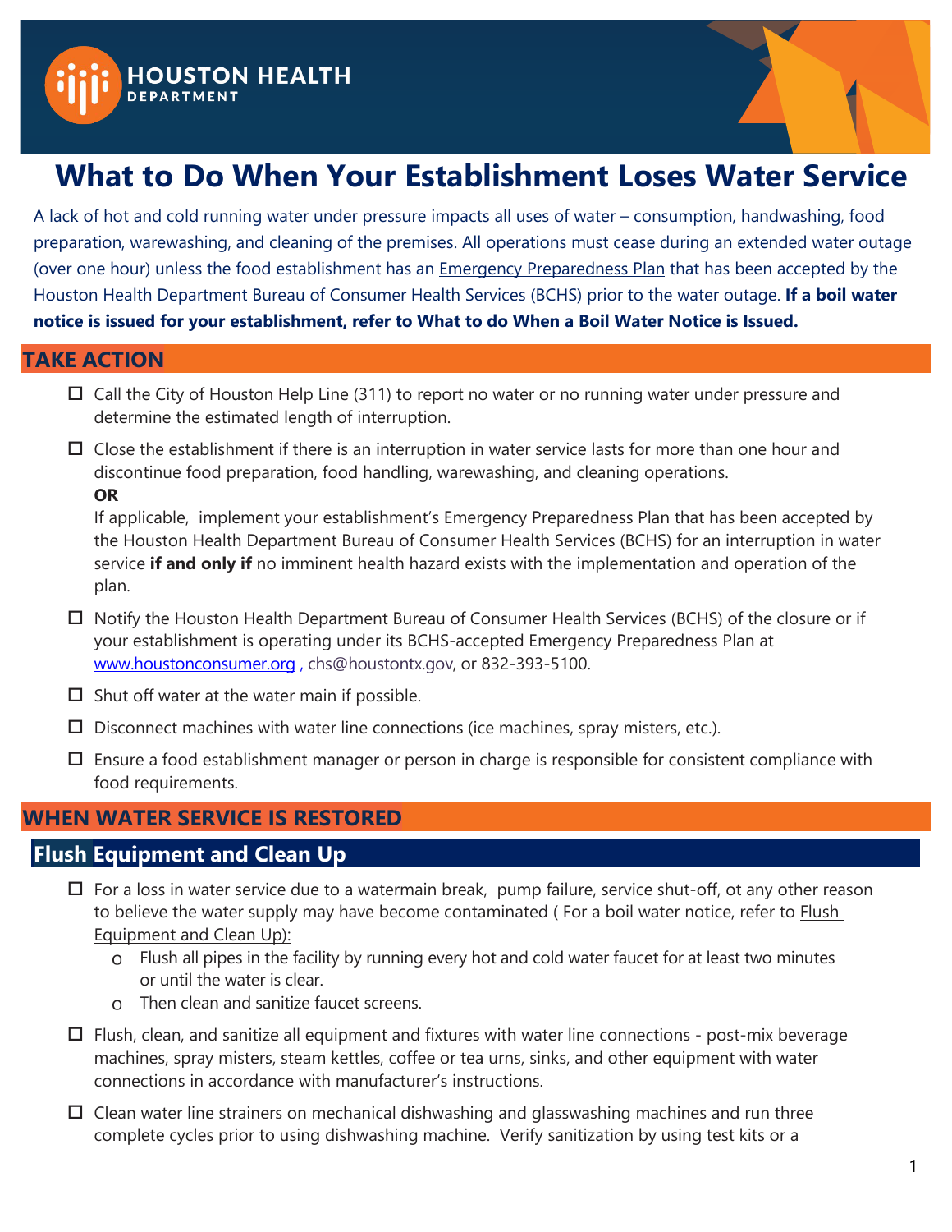HOUSTON HEALTH DEPARTMENT

# What to Do When Your Establishment Loses Water Service

A lack of hot and cold running water under pressure impacts all uses of water – consumption, handwashing, food preparation, warewashing, and cleaning of the premises. All operations must cease during an extended water outage (over one hour) unless the food establishment has an Emergency Preparedness Plan that has been accepted by the Houston Health Department Bureau of Consumer Health Services (BCHS) prior to the water outage. **If a boil water notice is issued for your establishment, refer to What to do When a Boil Water Notice is Issued.**

## TAKE ACTION

- ☐ Call the City of Houston Help Line (311) to report no water or no running water under pressure and determine the estimated length of interruption.
- ☐ Close the establishment if there is an interruption in water service lasts for more than one hour and discontinue food preparation, food handling, warewashing, and cleaning operations.
  **OR**
  If applicable, implement your establishment's Emergency Preparedness Plan that has been accepted by the Houston Health Department Bureau of Consumer Health Services (BCHS) for an interruption in water service **if and only if** no imminent health hazard exists with the implementation and operation of the plan.
- ☐ Notify the Houston Health Department Bureau of Consumer Health Services (BCHS) of the closure or if your establishment is operating under its BCHS-accepted Emergency Preparedness Plan at www.houstonconsumer.org , chs@houstontx.gov, or 832-393-5100.
- ☐ Shut off water at the water main if possible.
- ☐ Disconnect machines with water line connections (ice machines, spray misters, etc.).
- ☐ Ensure a food establishment manager or person in charge is responsible for consistent compliance with food requirements.

## WHEN WATER SERVICE IS RESTORED

### Flush Equipment and Clean Up

- ☐ For a loss in water service due to a watermain break, pump failure, service shut-off, ot any other reason to believe the water supply may have become contaminated ( For a boil water notice, refer to Flush Equipment and Clean Up):
  - Flush all pipes in the facility by running every hot and cold water faucet for at least two minutes or until the water is clear.
  - Then clean and sanitize faucet screens.
- ☐ Flush, clean, and sanitize all equipment and fixtures with water line connections - post-mix beverage machines, spray misters, steam kettles, coffee or tea urns, sinks, and other equipment with water connections in accordance with manufacturer's instructions.
- ☐ Clean water line strainers on mechanical dishwashing and glasswashing machines and run three complete cycles prior to using dishwashing machine. Verify sanitization by using test kits or a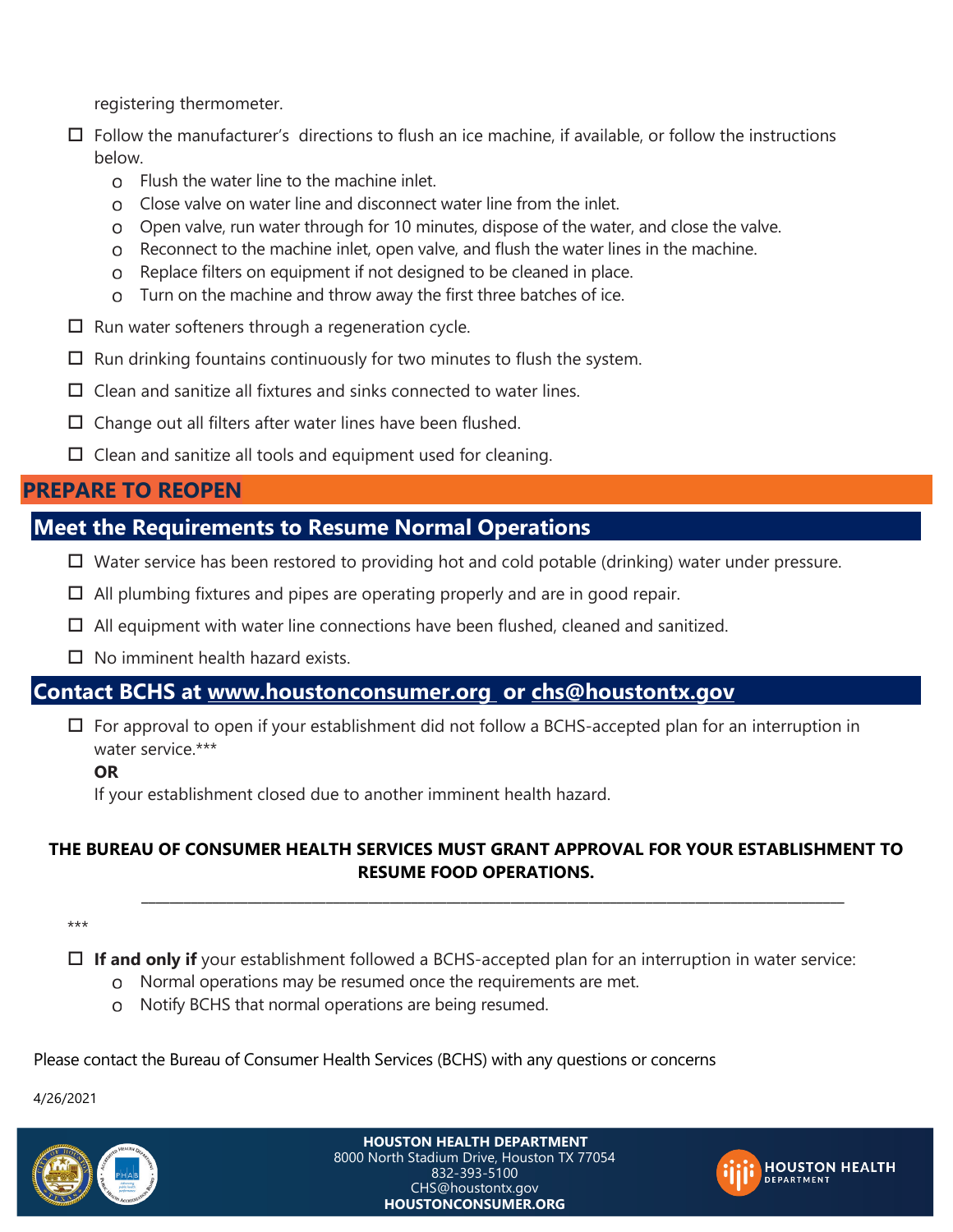registering thermometer.

- ☐ Follow the manufacturer's directions to flush an ice machine, if available, or follow the instructions below.
  - o Flush the water line to the machine inlet.
  - o Close valve on water line and disconnect water line from the inlet.
  - o Open valve, run water through for 10 minutes, dispose of the water, and close the valve.
  - o Reconnect to the machine inlet, open valve, and flush the water lines in the machine.
  - o Replace filters on equipment if not designed to be cleaned in place.
  - o Turn on the machine and throw away the first three batches of ice.
- ☐ Run water softeners through a regeneration cycle.
- ☐ Run drinking fountains continuously for two minutes to flush the system.
- ☐ Clean and sanitize all fixtures and sinks connected to water lines.
- ☐ Change out all filters after water lines have been flushed.
- ☐ Clean and sanitize all tools and equipment used for cleaning.

## PREPARE TO REOPEN

### Meet the Requirements to Resume Normal Operations

- ☐ Water service has been restored to providing hot and cold potable (drinking) water under pressure.
- ☐ All plumbing fixtures and pipes are operating properly and are in good repair.
- ☐ All equipment with water line connections have been flushed, cleaned and sanitized.
- ☐ No imminent health hazard exists.

### Contact BCHS at www.houstonconsumer.org or chs@houstontx.gov

- ☐ For approval to open if your establishment did not follow a BCHS-accepted plan for an interruption in water service.***

  **OR**

  If your establishment closed due to another imminent health hazard.

**THE BUREAU OF CONSUMER HEALTH SERVICES MUST GRANT APPROVAL FOR YOUR ESTABLISHMENT TO RESUME FOOD OPERATIONS.**

***

- ☐ **If and only if** your establishment followed a BCHS-accepted plan for an interruption in water service:
  - o Normal operations may be resumed once the requirements are met.
  - o Notify BCHS that normal operations are being resumed.

Please contact the Bureau of Consumer Health Services (BCHS) with any questions or concerns

4/26/2021

**HOUSTON HEALTH DEPARTMENT**
8000 North Stadium Drive, Houston TX 77054
832-393-5100
CHS@houstontx.gov
**HOUSTONCONSUMER.ORG**